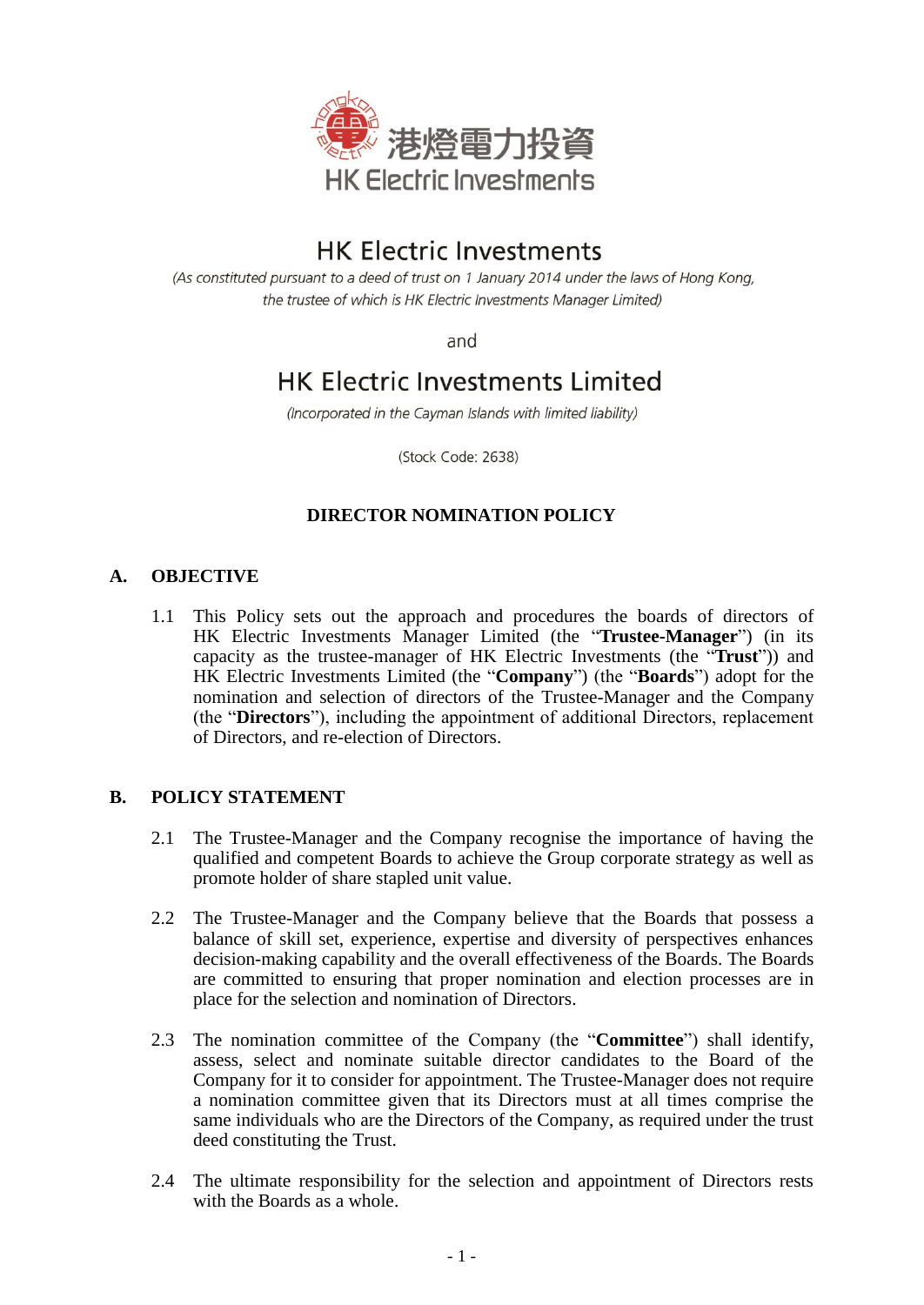港燈電力投資
HK Electric Investments

# HK Electric Investments

*(As constituted pursuant to a deed of trust on 1 January 2014 under the laws of Hong Kong, the trustee of which is HK Electric Investments Manager Limited)*

and

# HK Electric Investments Limited

*(Incorporated in the Cayman Islands with limited liability)*

(Stock Code: 2638)

## DIRECTOR NOMINATION POLICY

### A. OBJECTIVE

1.1 This Policy sets out the approach and procedures the boards of directors of HK Electric Investments Manager Limited (the "**Trustee-Manager**") (in its capacity as the trustee-manager of HK Electric Investments (the "**Trust**")) and HK Electric Investments Limited (the "**Company**") (the "**Boards**") adopt for the nomination and selection of directors of the Trustee-Manager and the Company (the "**Directors**"), including the appointment of additional Directors, replacement of Directors, and re-election of Directors.

### B. POLICY STATEMENT

2.1 The Trustee-Manager and the Company recognise the importance of having the qualified and competent Boards to achieve the Group corporate strategy as well as promote holder of share stapled unit value.

2.2 The Trustee-Manager and the Company believe that the Boards that possess a balance of skill set, experience, expertise and diversity of perspectives enhances decision-making capability and the overall effectiveness of the Boards. The Boards are committed to ensuring that proper nomination and election processes are in place for the selection and nomination of Directors.

2.3 The nomination committee of the Company (the "**Committee**") shall identify, assess, select and nominate suitable director candidates to the Board of the Company for it to consider for appointment. The Trustee-Manager does not require a nomination committee given that its Directors must at all times comprise the same individuals who are the Directors of the Company, as required under the trust deed constituting the Trust.

2.4 The ultimate responsibility for the selection and appointment of Directors rests with the Boards as a whole.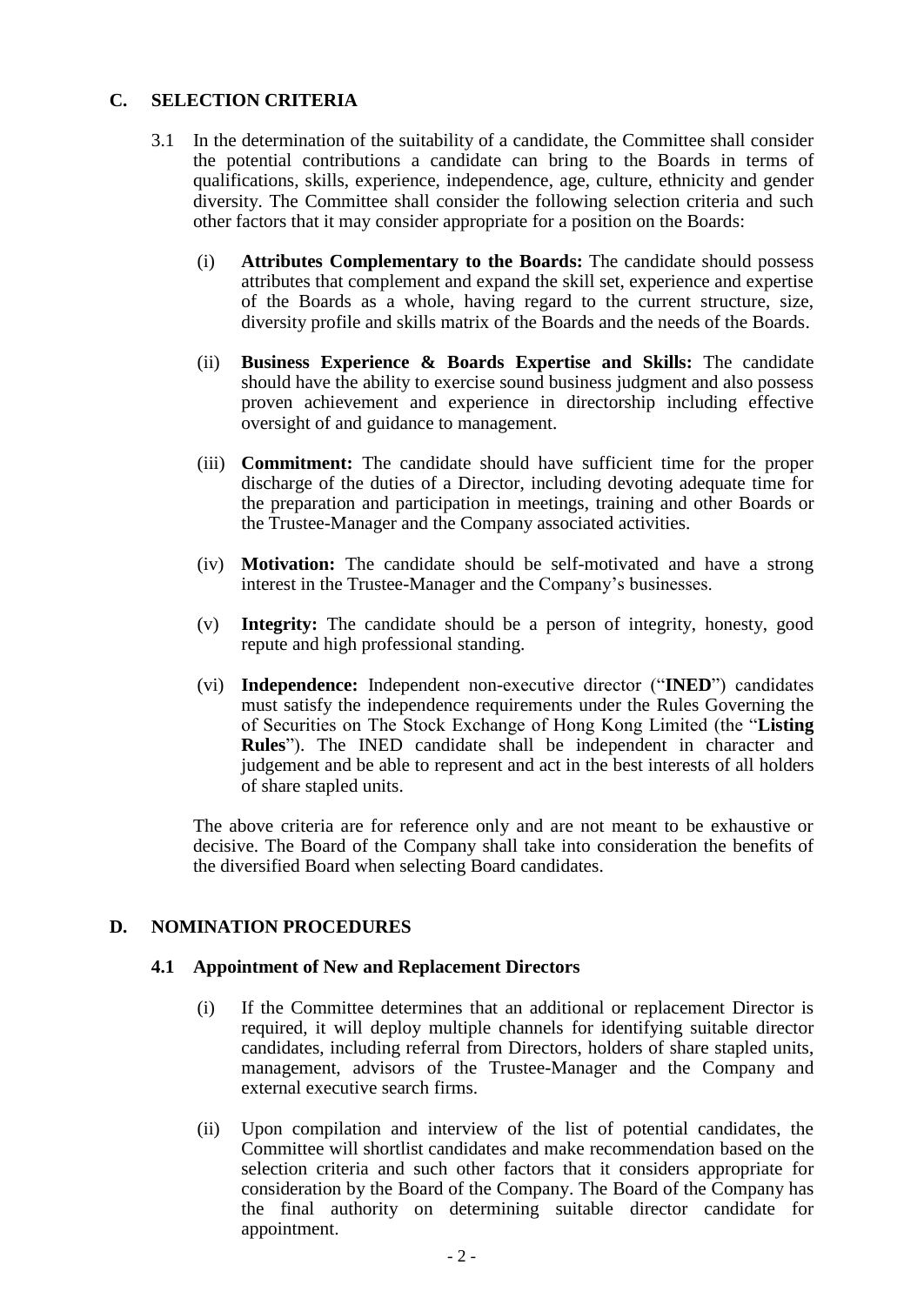## C. SELECTION CRITERIA

3.1 In the determination of the suitability of a candidate, the Committee shall consider the potential contributions a candidate can bring to the Boards in terms of qualifications, skills, experience, independence, age, culture, ethnicity and gender diversity. The Committee shall consider the following selection criteria and such other factors that it may consider appropriate for a position on the Boards:

(i) **Attributes Complementary to the Boards:** The candidate should possess attributes that complement and expand the skill set, experience and expertise of the Boards as a whole, having regard to the current structure, size, diversity profile and skills matrix of the Boards and the needs of the Boards.

(ii) **Business Experience & Boards Expertise and Skills:** The candidate should have the ability to exercise sound business judgment and also possess proven achievement and experience in directorship including effective oversight of and guidance to management.

(iii) **Commitment:** The candidate should have sufficient time for the proper discharge of the duties of a Director, including devoting adequate time for the preparation and participation in meetings, training and other Boards or the Trustee-Manager and the Company associated activities.

(iv) **Motivation:** The candidate should be self-motivated and have a strong interest in the Trustee-Manager and the Company's businesses.

(v) **Integrity:** The candidate should be a person of integrity, honesty, good repute and high professional standing.

(vi) **Independence:** Independent non-executive director ("**INED**") candidates must satisfy the independence requirements under the Rules Governing the of Securities on The Stock Exchange of Hong Kong Limited (the "**Listing Rules**"). The INED candidate shall be independent in character and judgement and be able to represent and act in the best interests of all holders of share stapled units.

The above criteria are for reference only and are not meant to be exhaustive or decisive. The Board of the Company shall take into consideration the benefits of the diversified Board when selecting Board candidates.

## D. NOMINATION PROCEDURES

### 4.1 Appointment of New and Replacement Directors

(i) If the Committee determines that an additional or replacement Director is required, it will deploy multiple channels for identifying suitable director candidates, including referral from Directors, holders of share stapled units, management, advisors of the Trustee-Manager and the Company and external executive search firms.

(ii) Upon compilation and interview of the list of potential candidates, the Committee will shortlist candidates and make recommendation based on the selection criteria and such other factors that it considers appropriate for consideration by the Board of the Company. The Board of the Company has the final authority on determining suitable director candidate for appointment.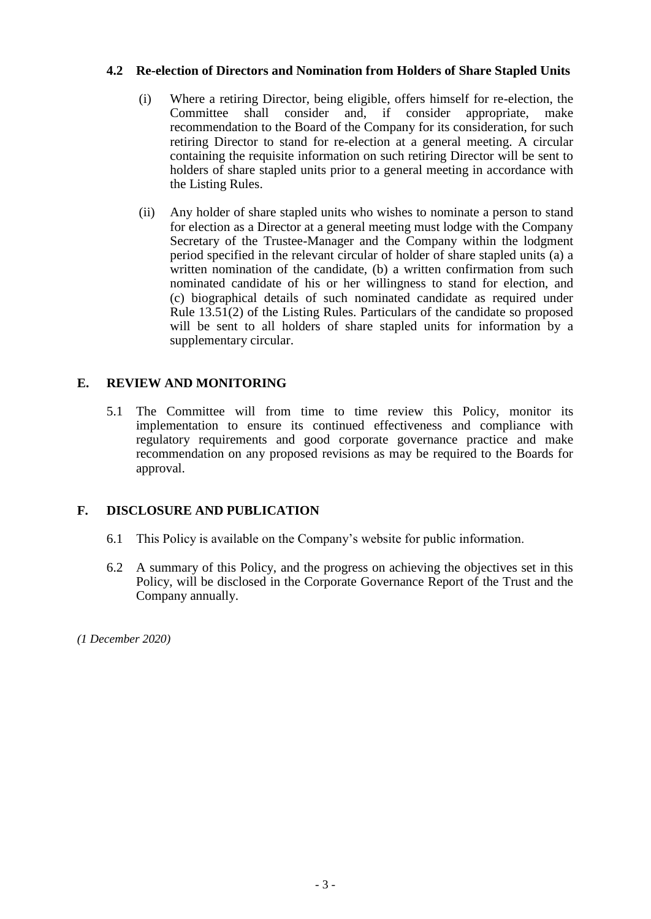### 4.2 Re-election of Directors and Nomination from Holders of Share Stapled Units

(i) Where a retiring Director, being eligible, offers himself for re-election, the Committee shall consider and, if consider appropriate, make recommendation to the Board of the Company for its consideration, for such retiring Director to stand for re-election at a general meeting. A circular containing the requisite information on such retiring Director will be sent to holders of share stapled units prior to a general meeting in accordance with the Listing Rules.

(ii) Any holder of share stapled units who wishes to nominate a person to stand for election as a Director at a general meeting must lodge with the Company Secretary of the Trustee-Manager and the Company within the lodgment period specified in the relevant circular of holder of share stapled units (a) a written nomination of the candidate, (b) a written confirmation from such nominated candidate of his or her willingness to stand for election, and (c) biographical details of such nominated candidate as required under Rule 13.51(2) of the Listing Rules. Particulars of the candidate so proposed will be sent to all holders of share stapled units for information by a supplementary circular.

## E. REVIEW AND MONITORING

5.1 The Committee will from time to time review this Policy, monitor its implementation to ensure its continued effectiveness and compliance with regulatory requirements and good corporate governance practice and make recommendation on any proposed revisions as may be required to the Boards for approval.

## F. DISCLOSURE AND PUBLICATION

6.1 This Policy is available on the Company's website for public information.

6.2 A summary of this Policy, and the progress on achieving the objectives set in this Policy, will be disclosed in the Corporate Governance Report of the Trust and the Company annually.

*(1 December 2020)*